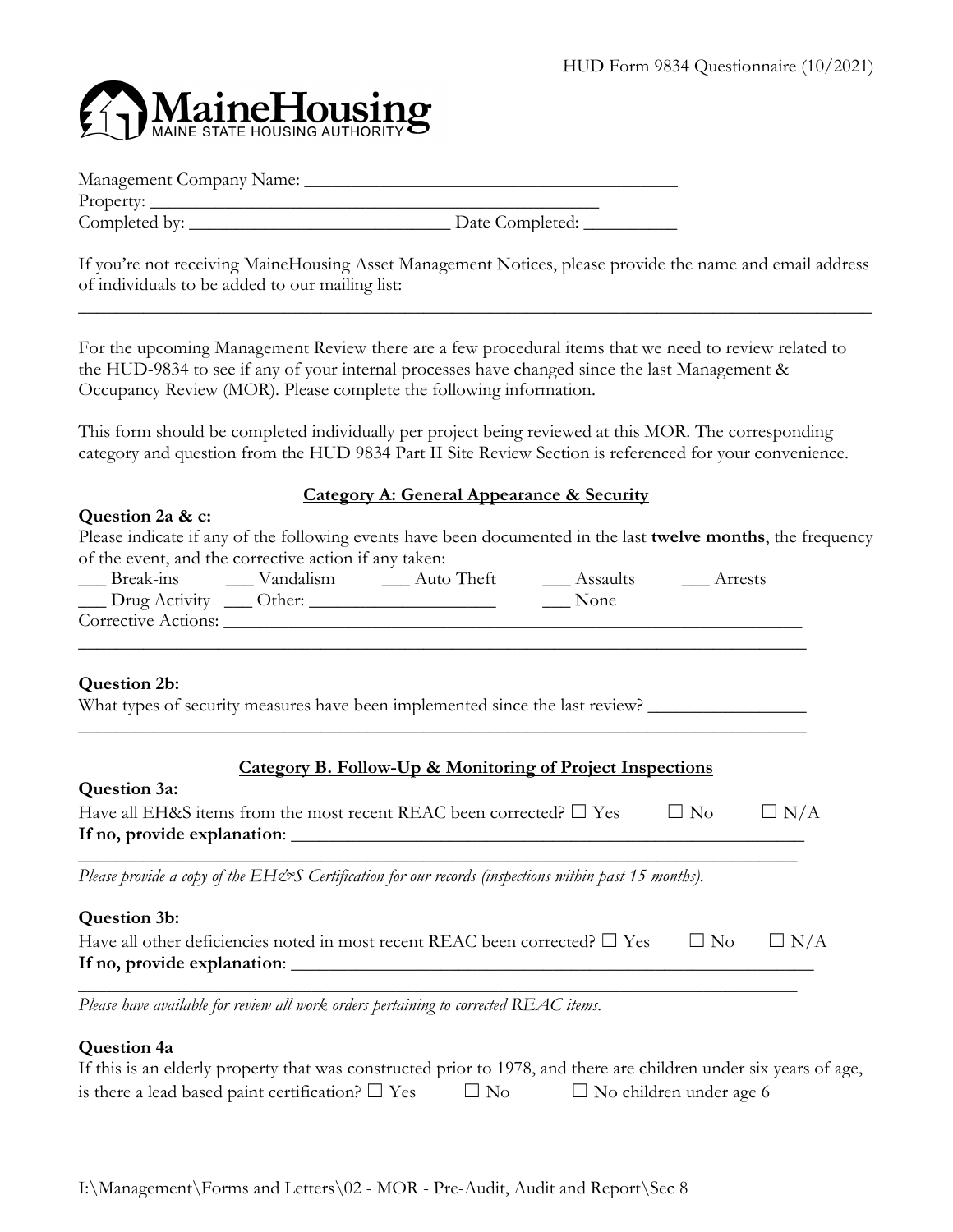HUD Form 9834 Questionnaire (10/2021)

MaineHousing
MAINE STATE HOUSING AUTHORITY

Management Company Name: ________________________________________

Property: ________________________________________________

Completed by: ____________________________ Date Completed: __________

If you're not receiving MaineHousing Asset Management Notices, please provide the name and email address of individuals to be added to our mailing list:

__________________________________________________________________________________

For the upcoming Management Review there are a few procedural items that we need to review related to the HUD-9834 to see if any of your internal processes have changed since the last Management & Occupancy Review (MOR). Please complete the following information.

This form should be completed individually per project being reviewed at this MOR. The corresponding category and question from the HUD 9834 Part II Site Review Section is referenced for your convenience.

## Category A: General Appearance & Security

**Question 2a & c:**

Please indicate if any of the following events have been documented in the last **twelve months**, the frequency of the event, and the corrective action if any taken:

___ Break-ins ___ Vandalism ___ Auto Theft ___ Assaults ___ Arrests

___ Drug Activity ___ Other: ____________________ ___ None

Corrective Actions: ______________________________________________________________

__________________________________________________________________________________

**Question 2b:**

What types of security measures have been implemented since the last review? _________________

__________________________________________________________________________________

## Category B. Follow-Up & Monitoring of Project Inspections

**Question 3a:**

Have all EH&S items from the most recent REAC been corrected? ☐ Yes ☐ No ☐ N/A

**If no, provide explanation**: ____________________________________________________

__________________________________________________________________________________

*Please provide a copy of the EH&S Certification for our records (inspections within past 15 months).*

**Question 3b:**

Have all other deficiencies noted in most recent REAC been corrected? ☐ Yes ☐ No ☐ N/A

**If no, provide explanation**: ____________________________________________________

__________________________________________________________________________________

*Please have available for review all work orders pertaining to corrected REAC items.*

**Question 4a**

If this is an elderly property that was constructed prior to 1978, and there are children under six years of age, is there a lead based paint certification? ☐ Yes ☐ No ☐ No children under age 6

I:\Management\Forms and Letters\02 - MOR - Pre-Audit, Audit and Report\Sec 8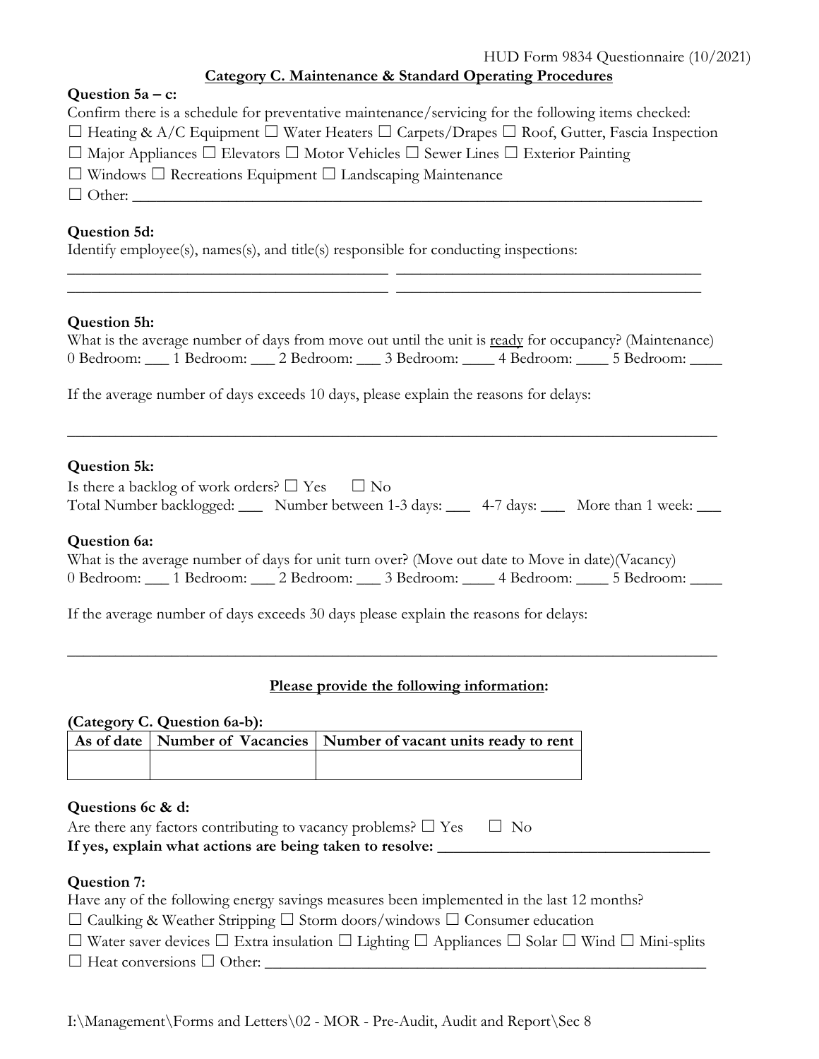## Category C. Maintenance & Standard Operating Procedures

**Question 5a – c:**

Confirm there is a schedule for preventative maintenance/servicing for the following items checked:

☐ Heating & A/C Equipment ☐ Water Heaters ☐ Carpets/Drapes ☐ Roof, Gutter, Fascia Inspection
☐ Major Appliances ☐ Elevators ☐ Motor Vehicles ☐ Sewer Lines ☐ Exterior Painting
☐ Windows ☐ Recreations Equipment ☐ Landscaping Maintenance
☐ Other: ___________________________________________________________________________

**Question 5d:**

Identify employee(s), names(s), and title(s) responsible for conducting inspections:

_________________________________________ _______________________________________
_________________________________________ _______________________________________

**Question 5h:**

What is the average number of days from move out until the unit is ready for occupancy? (Maintenance)
0 Bedroom: ___ 1 Bedroom: ___ 2 Bedroom: ___ 3 Bedroom: ____ 4 Bedroom: ____ 5 Bedroom: ____

If the average number of days exceeds 10 days, please explain the reasons for delays:

_____________________________________________________________________________________

**Question 5k:**

Is there a backlog of work orders? ☐ Yes ☐ No
Total Number backlogged: ___ Number between 1-3 days: ___ 4-7 days: ___ More than 1 week: ___

**Question 6a:**

What is the average number of days for unit turn over? (Move out date to Move in date)(Vacancy)
0 Bedroom: ___ 1 Bedroom: ___ 2 Bedroom: ___ 3 Bedroom: ____ 4 Bedroom: ____ 5 Bedroom: ____

If the average number of days exceeds 30 days please explain the reasons for delays:

_____________________________________________________________________________________

**Please provide the following information:**

**(Category C. Question 6a-b):**

| As of date | Number of Vacancies | Number of vacant units ready to rent |
|---|---|---|
| | | |

**Questions 6c & d:**

Are there any factors contributing to vacancy problems? ☐ Yes ☐ No
**If yes, explain what actions are being taken to resolve:** ___________________________________

**Question 7:**

Have any of the following energy savings measures been implemented in the last 12 months?
☐ Caulking & Weather Stripping ☐ Storm doors/windows ☐ Consumer education
☐ Water saver devices ☐ Extra insulation ☐ Lighting ☐ Appliances ☐ Solar ☐ Wind ☐ Mini-splits
☐ Heat conversions ☐ Other: ___________________________________________________________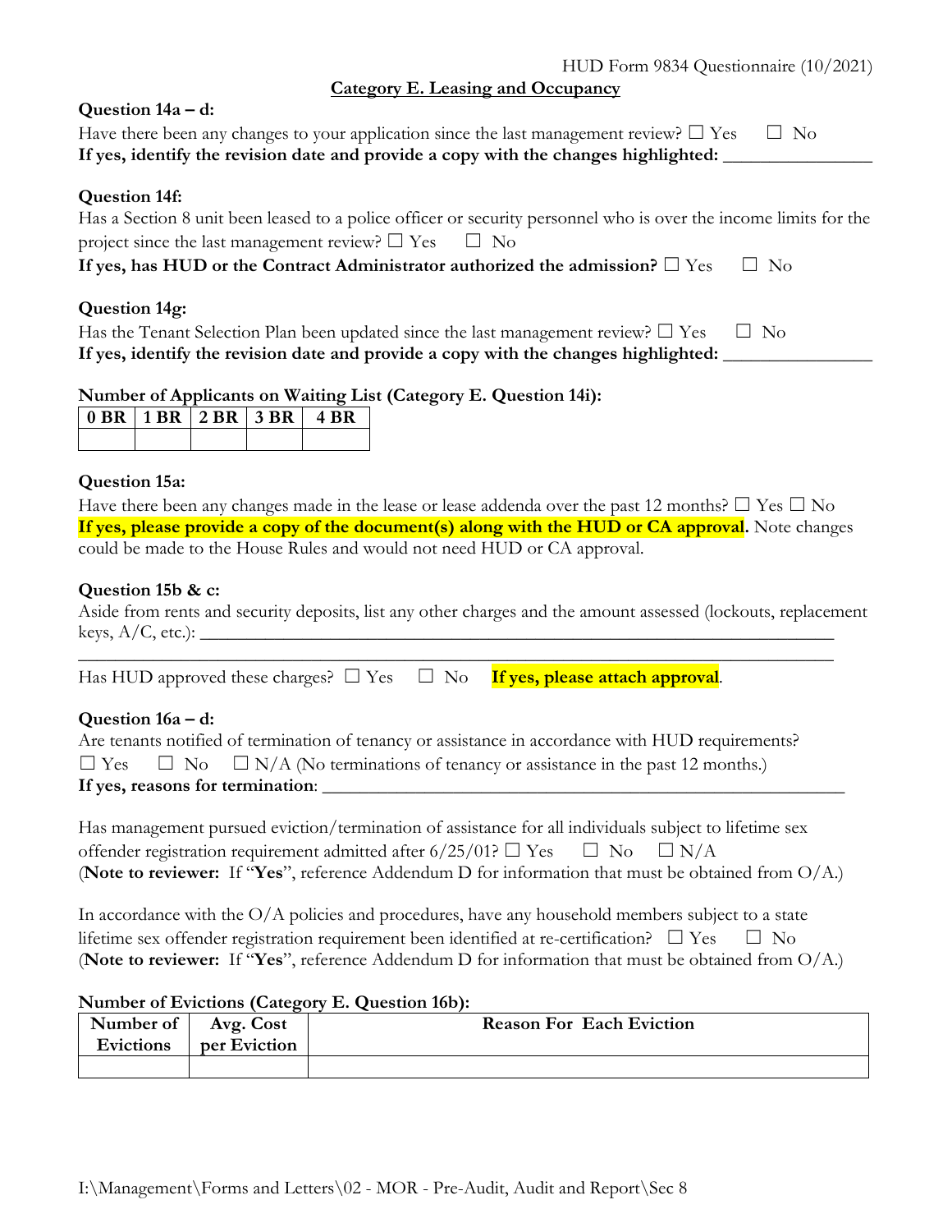## Category E. Leasing and Occupancy

**Question 14a – d:**

Have there been any changes to your application since the last management review? ☐ Yes ☐ No

**If yes, identify the revision date and provide a copy with the changes highlighted:** ________________

**Question 14f:**

Has a Section 8 unit been leased to a police officer or security personnel who is over the income limits for the project since the last management review? ☐ Yes ☐ No

**If yes, has HUD or the Contract Administrator authorized the admission?** ☐ Yes ☐ No

**Question 14g:**

Has the Tenant Selection Plan been updated since the last management review? ☐ Yes ☐ No

**If yes, identify the revision date and provide a copy with the changes highlighted:** ________________

**Number of Applicants on Waiting List (Category E. Question 14i):**

| 0 BR | 1 BR | 2 BR | 3 BR | 4 BR |
|---|---|---|---|---|
| | | | | |

**Question 15a:**

Have there been any changes made in the lease or lease addenda over the past 12 months? ☐ Yes ☐ No

**If yes, please provide a copy of the document(s) along with the HUD or CA approval.** Note changes could be made to the House Rules and would not need HUD or CA approval.

**Question 15b & c:**

Aside from rents and security deposits, list any other charges and the amount assessed (lockouts, replacement keys, A/C, etc.): ________________________________________________________________________

________________________________________________________________________________

Has HUD approved these charges? ☐ Yes ☐ No **If yes, please attach approval**.

**Question 16a – d:**

Are tenants notified of termination of tenancy or assistance in accordance with HUD requirements?

☐ Yes ☐ No ☐ N/A (No terminations of tenancy or assistance in the past 12 months.)

**If yes, reasons for termination**: ________________________________________________

Has management pursued eviction/termination of assistance for all individuals subject to lifetime sex offender registration requirement admitted after 6/25/01? ☐ Yes ☐ No ☐ N/A

(**Note to reviewer:** If "**Yes**", reference Addendum D for information that must be obtained from O/A.)

In accordance with the O/A policies and procedures, have any household members subject to a state lifetime sex offender registration requirement been identified at re-certification? ☐ Yes ☐ No

(**Note to reviewer:** If "**Yes**", reference Addendum D for information that must be obtained from O/A.)

**Number of Evictions (Category E. Question 16b):**

| Number of Evictions | Avg. Cost per Eviction | Reason For Each Eviction |
|---|---|---|
| | | |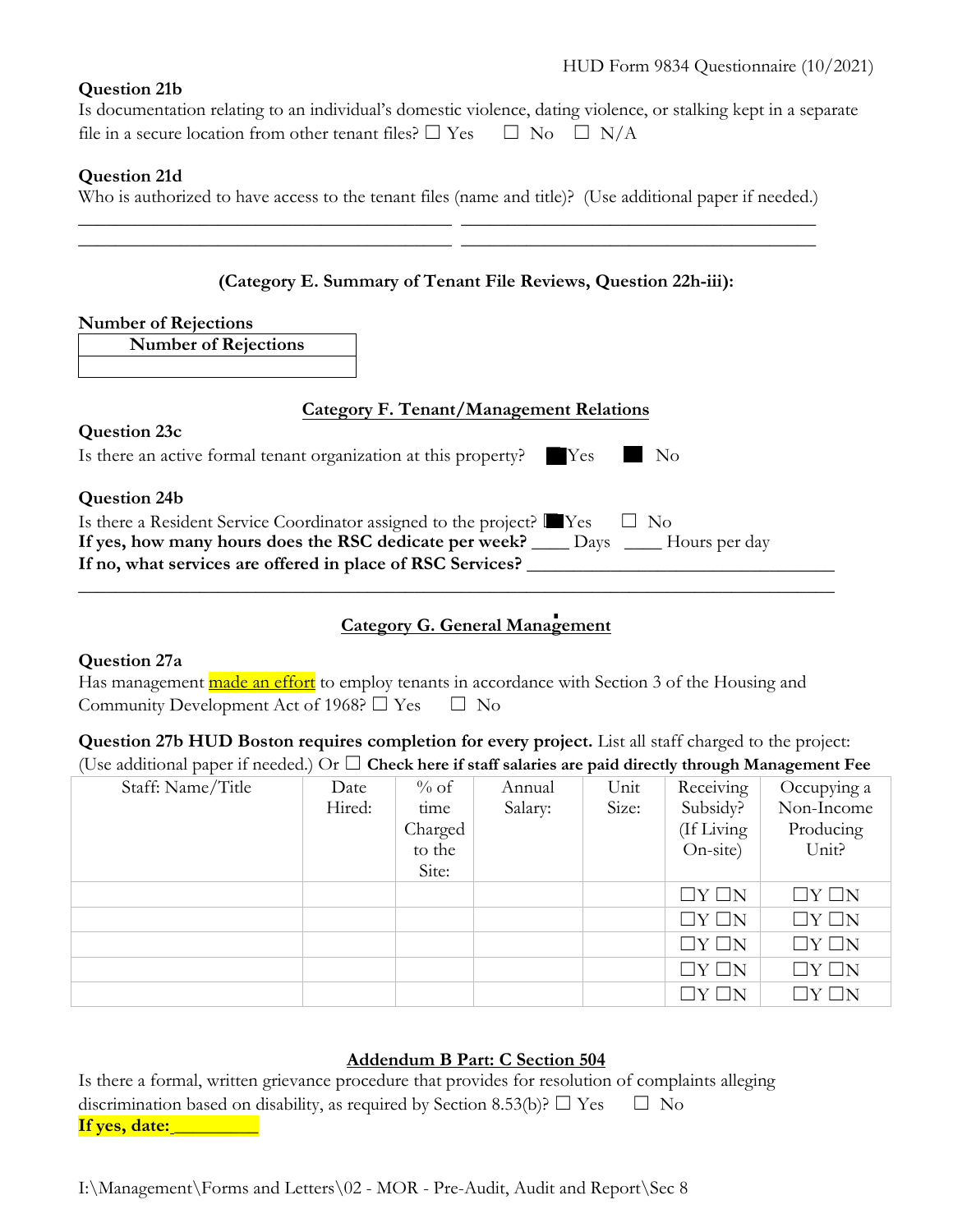HUD Form 9834 Questionnaire (10/2021)

**Question 21b**

Is documentation relating to an individual's domestic violence, dating violence, or stalking kept in a separate file in a secure location from other tenant files? ☐ Yes ☐ No ☐ N/A

**Question 21d**

Who is authorized to have access to the tenant files (name and title)? (Use additional paper if needed.)

_______________________________________ _______________________________________

_______________________________________ _______________________________________

**(Category E. Summary of Tenant File Reviews, Question 22h-iii):**

**Number of Rejections**

| Number of Rejections |
|---|
| |

## Category F. Tenant/Management Relations

**Question 23c**

Is there an active formal tenant organization at this property? ■ Yes ■ No

**Question 24b**

Is there a Resident Service Coordinator assigned to the project? ■ Yes ☐ No

**If yes, how many hours does the RSC dedicate per week?** ____ Days ____ Hours per day

**If no, what services are offered in place of RSC Services?** ________________________________

_______________________________________________________________________________

## Category G. General Management

**Question 27a**

Has management made an effort to employ tenants in accordance with Section 3 of the Housing and Community Development Act of 1968? ☐ Yes ☐ No

**Question 27b HUD Boston requires completion for every project.** List all staff charged to the project: (Use additional paper if needed.) Or ☐ **Check here if staff salaries are paid directly through Management Fee**

| Staff: Name/Title | Date Hired: | % of time Charged to the Site: | Annual Salary: | Unit Size: | Receiving Subsidy? (If Living On-site) | Occupying a Non-Income Producing Unit? |
|---|---|---|---|---|---|---|
| | | | | | ☐Y ☐N | ☐Y ☐N |
| | | | | | ☐Y ☐N | ☐Y ☐N |
| | | | | | ☐Y ☐N | ☐Y ☐N |
| | | | | | ☐Y ☐N | ☐Y ☐N |
| | | | | | ☐Y ☐N | ☐Y ☐N |

## Addendum B Part: C Section 504

Is there a formal, written grievance procedure that provides for resolution of complaints alleging discrimination based on disability, as required by Section 8.53(b)? ☐ Yes ☐ No

**If yes, date:_________**

I:\Management\Forms and Letters\02 - MOR - Pre-Audit, Audit and Report\Sec 8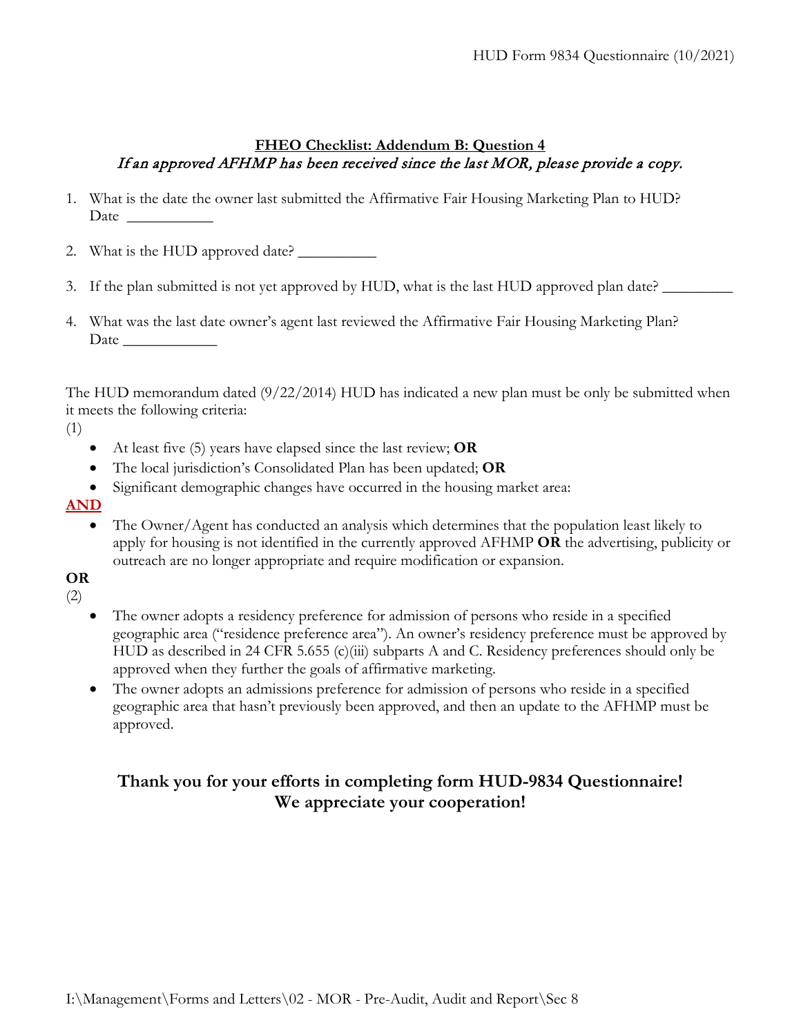## FHEO Checklist: Addendum B: Question 4

*If an approved AFHMP has been received since the last MOR, please provide a copy.*

1. What is the date the owner last submitted the Affirmative Fair Housing Marketing Plan to HUD? Date ___________
2. What is the HUD approved date? __________
3. If the plan submitted is not yet approved by HUD, what is the last HUD approved plan date? _________
4. What was the last date owner's agent last reviewed the Affirmative Fair Housing Marketing Plan? Date ____________

The HUD memorandum dated (9/22/2014) HUD has indicated a new plan must be only be submitted when it meets the following criteria:

(1)

- At least five (5) years have elapsed since the last review; **OR**
- The local jurisdiction's Consolidated Plan has been updated; **OR**
- Significant demographic changes have occurred in the housing market area:

**AND**

- The Owner/Agent has conducted an analysis which determines that the population least likely to apply for housing is not identified in the currently approved AFHMP **OR** the advertising, publicity or outreach are no longer appropriate and require modification or expansion.

**OR**

(2)

- The owner adopts a residency preference for admission of persons who reside in a specified geographic area ("residence preference area"). An owner's residency preference must be approved by HUD as described in 24 CFR 5.655 (c)(iii) subparts A and C. Residency preferences should only be approved when they further the goals of affirmative marketing.
- The owner adopts an admissions preference for admission of persons who reside in a specified geographic area that hasn't previously been approved, and then an update to the AFHMP must be approved.

**Thank you for your efforts in completing form HUD-9834 Questionnaire! We appreciate your cooperation!**